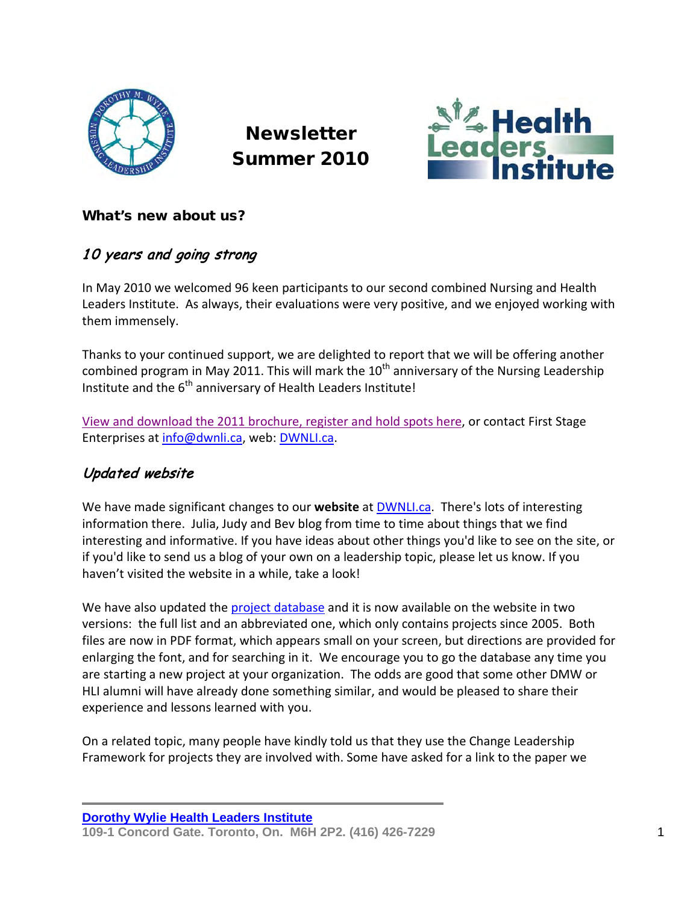# Newsletter Summer 2010

## What's new about us?

### *10 years and going strong*

In May 2010 we welcomed 96 keen participants to our second combined Nursing and Health Leaders Institute. As always, their evaluations were very positive, and we enjoyed working with them immensely.

Thanks to your continued support, we are delighted to report that we will be offering another combined program in May 2011. This will mark the 10th anniversary of the Nursing Leadership Institute and the 6th anniversary of Health Leaders Institute!

View and download the 2011 brochure, register and hold spots here, or contact First Stage Enterprises at info@dwnli.ca, web: DWNLI.ca.

### *Updated website*

We have made significant changes to our **website** at DWNLI.ca. There's lots of interesting information there. Julia, Judy and Bev blog from time to time about things that we find interesting and informative. If you have ideas about other things you'd like to see on the site, or if you'd like to send us a blog of your own on a leadership topic, please let us know. If you haven't visited the website in a while, take a look!

We have also updated the project database and it is now available on the website in two versions: the full list and an abbreviated one, which only contains projects since 2005. Both files are now in PDF format, which appears small on your screen, but directions are provided for enlarging the font, and for searching in it. We encourage you to go the database any time you are starting a new project at your organization. The odds are good that some other DMW or HLI alumni will have already done something similar, and would be pleased to share their experience and lessons learned with you.

On a related topic, many people have kindly told us that they use the Change Leadership Framework for projects they are involved with. Some have asked for a link to the paper we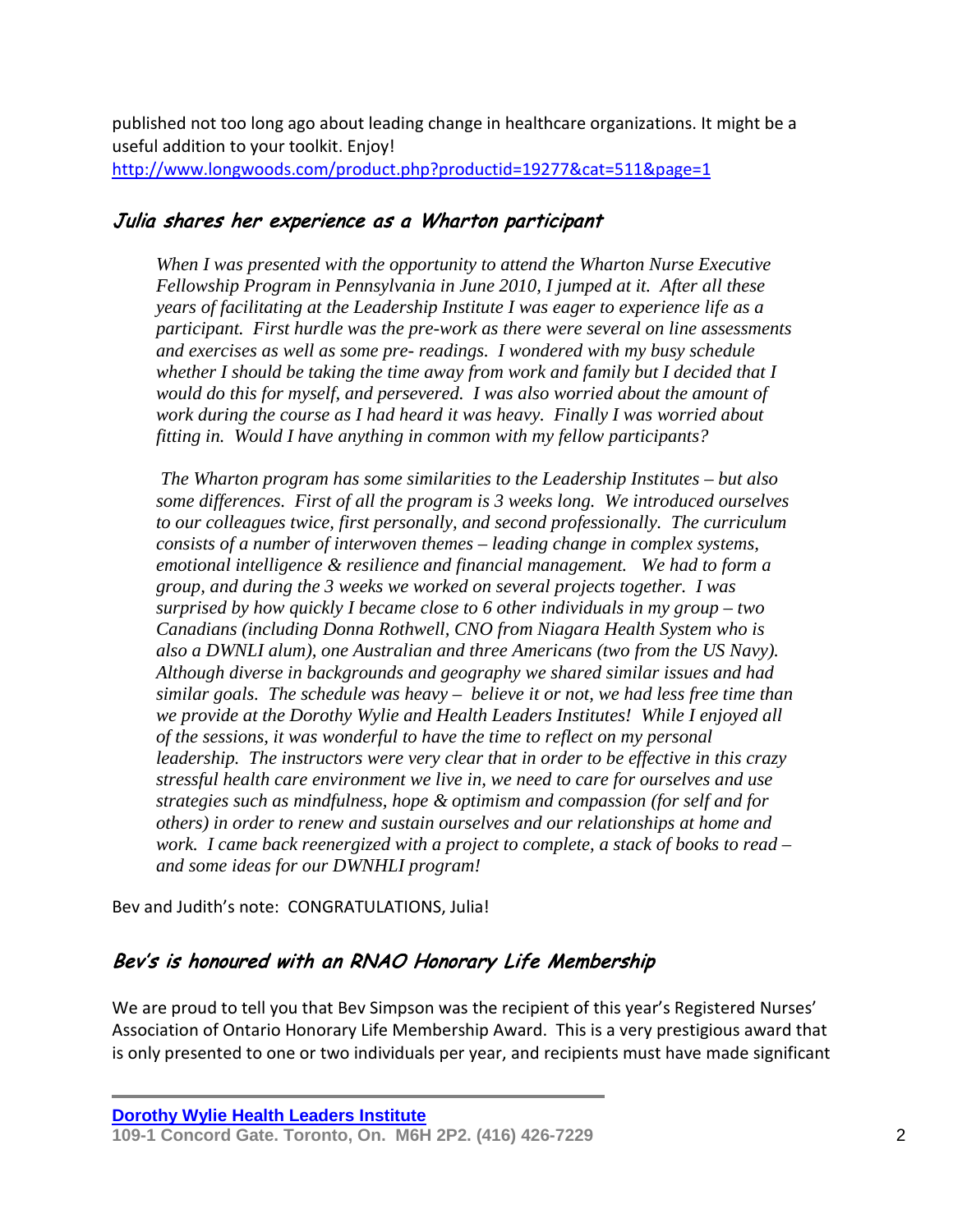published not too long ago about leading change in healthcare organizations. It might be a useful addition to your toolkit. Enjoy!
http://www.longwoods.com/product.php?productid=19277&cat=511&page=1

## *Julia shares her experience as a Wharton participant*

> *When I was presented with the opportunity to attend the Wharton Nurse Executive Fellowship Program in Pennsylvania in June 2010, I jumped at it. After all these years of facilitating at the Leadership Institute I was eager to experience life as a participant. First hurdle was the pre-work as there were several on line assessments and exercises as well as some pre- readings. I wondered with my busy schedule whether I should be taking the time away from work and family but I decided that I would do this for myself, and persevered. I was also worried about the amount of work during the course as I had heard it was heavy. Finally I was worried about fitting in. Would I have anything in common with my fellow participants?*
>
> *The Wharton program has some similarities to the Leadership Institutes – but also some differences. First of all the program is 3 weeks long. We introduced ourselves to our colleagues twice, first personally, and second professionally. The curriculum consists of a number of interwoven themes – leading change in complex systems, emotional intelligence & resilience and financial management. We had to form a group, and during the 3 weeks we worked on several projects together. I was surprised by how quickly I became close to 6 other individuals in my group – two Canadians (including Donna Rothwell, CNO from Niagara Health System who is also a DWNLI alum), one Australian and three Americans (two from the US Navy). Although diverse in backgrounds and geography we shared similar issues and had similar goals. The schedule was heavy – believe it or not, we had less free time than we provide at the Dorothy Wylie and Health Leaders Institutes! While I enjoyed all of the sessions, it was wonderful to have the time to reflect on my personal leadership. The instructors were very clear that in order to be effective in this crazy stressful health care environment we live in, we need to care for ourselves and use strategies such as mindfulness, hope & optimism and compassion (for self and for others) in order to renew and sustain ourselves and our relationships at home and work. I came back reenergized with a project to complete, a stack of books to read – and some ideas for our DWNHLI program!*

Bev and Judith's note: CONGRATULATIONS, Julia!

## *Bev's is honoured with an RNAO Honorary Life Membership*

We are proud to tell you that Bev Simpson was the recipient of this year's Registered Nurses' Association of Ontario Honorary Life Membership Award. This is a very prestigious award that is only presented to one or two individuals per year, and recipients must have made significant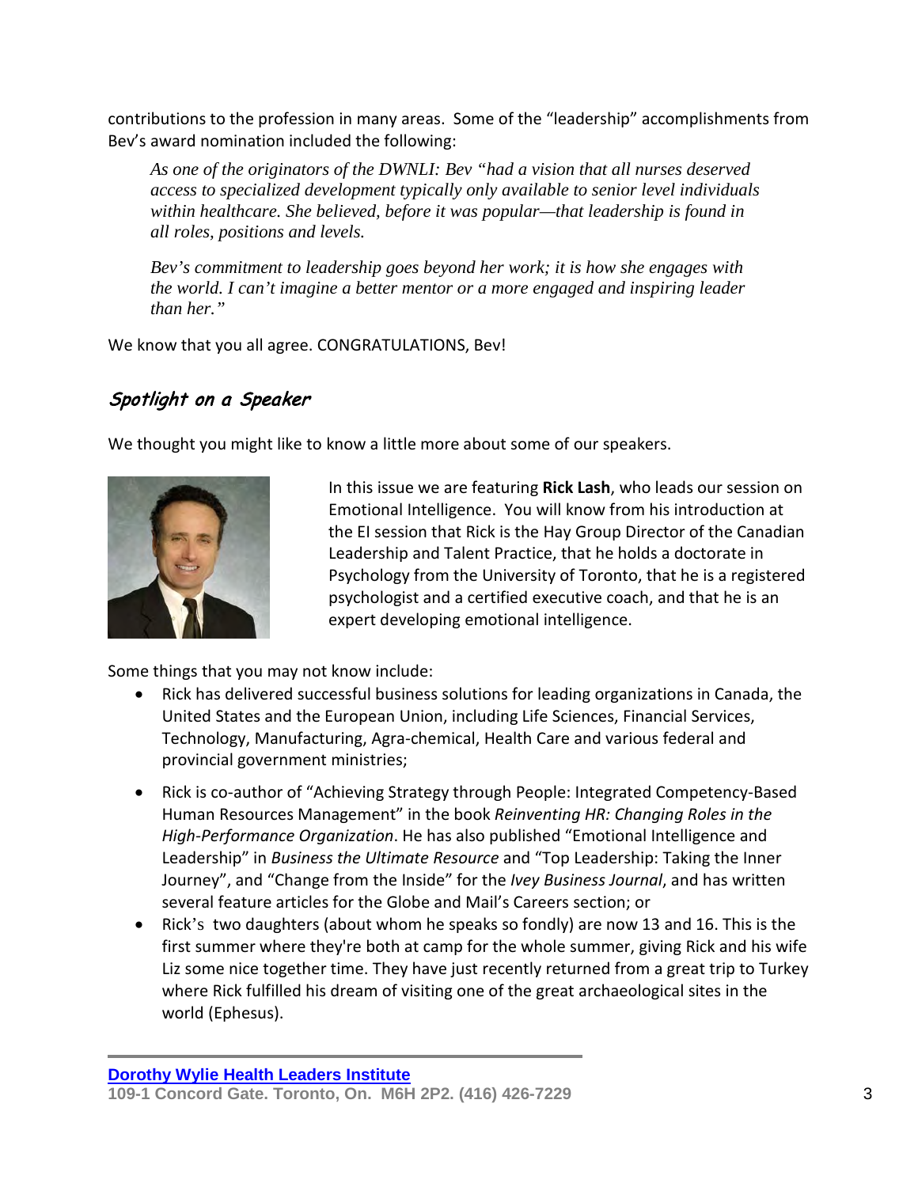contributions to the profession in many areas. Some of the "leadership" accomplishments from Bev's award nomination included the following:

> *As one of the originators of the DWNLI: Bev "had a vision that all nurses deserved access to specialized development typically only available to senior level individuals within healthcare. She believed, before it was popular—that leadership is found in all roles, positions and levels.*
>
> *Bev's commitment to leadership goes beyond her work; it is how she engages with the world. I can't imagine a better mentor or a more engaged and inspiring leader than her."*

We know that you all agree. CONGRATULATIONS, Bev!

## *Spotlight on a Speaker*

We thought you might like to know a little more about some of our speakers.

In this issue we are featuring **Rick Lash**, who leads our session on Emotional Intelligence. You will know from his introduction at the EI session that Rick is the Hay Group Director of the Canadian Leadership and Talent Practice, that he holds a doctorate in Psychology from the University of Toronto, that he is a registered psychologist and a certified executive coach, and that he is an expert developing emotional intelligence.

Some things that you may not know include:

- Rick has delivered successful business solutions for leading organizations in Canada, the United States and the European Union, including Life Sciences, Financial Services, Technology, Manufacturing, Agra-chemical, Health Care and various federal and provincial government ministries;
- Rick is co-author of "Achieving Strategy through People: Integrated Competency-Based Human Resources Management" in the book *Reinventing HR: Changing Roles in the High-Performance Organization*. He has also published "Emotional Intelligence and Leadership" in *Business the Ultimate Resource* and "Top Leadership: Taking the Inner Journey", and "Change from the Inside" for the *Ivey Business Journal*, and has written several feature articles for the Globe and Mail's Careers section; or
- Rick's two daughters (about whom he speaks so fondly) are now 13 and 16. This is the first summer where they're both at camp for the whole summer, giving Rick and his wife Liz some nice together time. They have just recently returned from a great trip to Turkey where Rick fulfilled his dream of visiting one of the great archaeological sites in the world (Ephesus).

**Dorothy Wylie Health Leaders Institute**
**109-1 Concord Gate. Toronto, On. M6H 2P2. (416) 426-7229**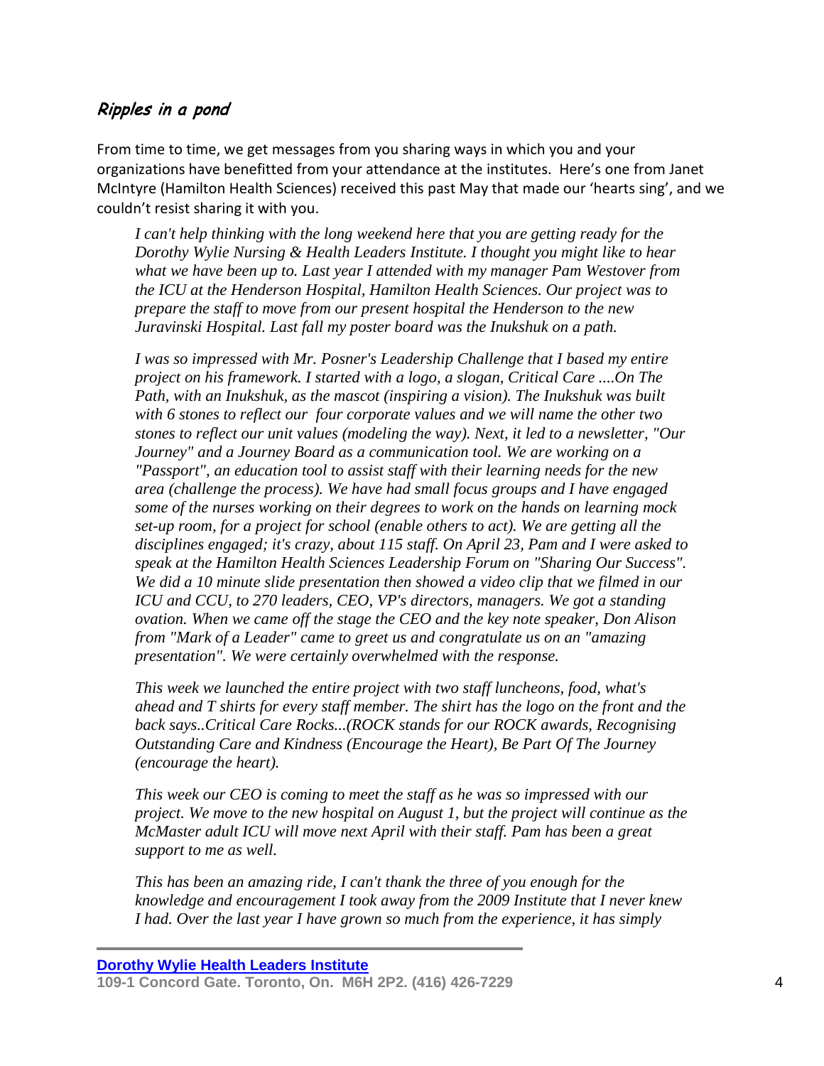## *Ripples in a pond*

From time to time, we get messages from you sharing ways in which you and your organizations have benefitted from your attendance at the institutes. Here's one from Janet McIntyre (Hamilton Health Sciences) received this past May that made our 'hearts sing', and we couldn't resist sharing it with you.

> *I can't help thinking with the long weekend here that you are getting ready for the Dorothy Wylie Nursing & Health Leaders Institute. I thought you might like to hear what we have been up to. Last year I attended with my manager Pam Westover from the ICU at the Henderson Hospital, Hamilton Health Sciences. Our project was to prepare the staff to move from our present hospital the Henderson to the new Juravinski Hospital. Last fall my poster board was the Inukshuk on a path.*
>
> *I was so impressed with Mr. Posner's Leadership Challenge that I based my entire project on his framework. I started with a logo, a slogan, Critical Care ....On The Path, with an Inukshuk, as the mascot (inspiring a vision). The Inukshuk was built with 6 stones to reflect our four corporate values and we will name the other two stones to reflect our unit values (modeling the way). Next, it led to a newsletter, "Our Journey" and a Journey Board as a communication tool. We are working on a "Passport", an education tool to assist staff with their learning needs for the new area (challenge the process). We have had small focus groups and I have engaged some of the nurses working on their degrees to work on the hands on learning mock set-up room, for a project for school (enable others to act). We are getting all the disciplines engaged; it's crazy, about 115 staff. On April 23, Pam and I were asked to speak at the Hamilton Health Sciences Leadership Forum on "Sharing Our Success". We did a 10 minute slide presentation then showed a video clip that we filmed in our ICU and CCU, to 270 leaders, CEO, VP's directors, managers. We got a standing ovation. When we came off the stage the CEO and the key note speaker, Don Alison from "Mark of a Leader" came to greet us and congratulate us on an "amazing presentation". We were certainly overwhelmed with the response.*
>
> *This week we launched the entire project with two staff luncheons, food, what's ahead and T shirts for every staff member. The shirt has the logo on the front and the back says..Critical Care Rocks...(ROCK stands for our ROCK awards, Recognising Outstanding Care and Kindness (Encourage the Heart), Be Part Of The Journey (encourage the heart).*
>
> *This week our CEO is coming to meet the staff as he was so impressed with our project. We move to the new hospital on August 1, but the project will continue as the McMaster adult ICU will move next April with their staff. Pam has been a great support to me as well.*
>
> *This has been an amazing ride, I can't thank the three of you enough for the knowledge and encouragement I took away from the 2009 Institute that I never knew I had. Over the last year I have grown so much from the experience, it has simply*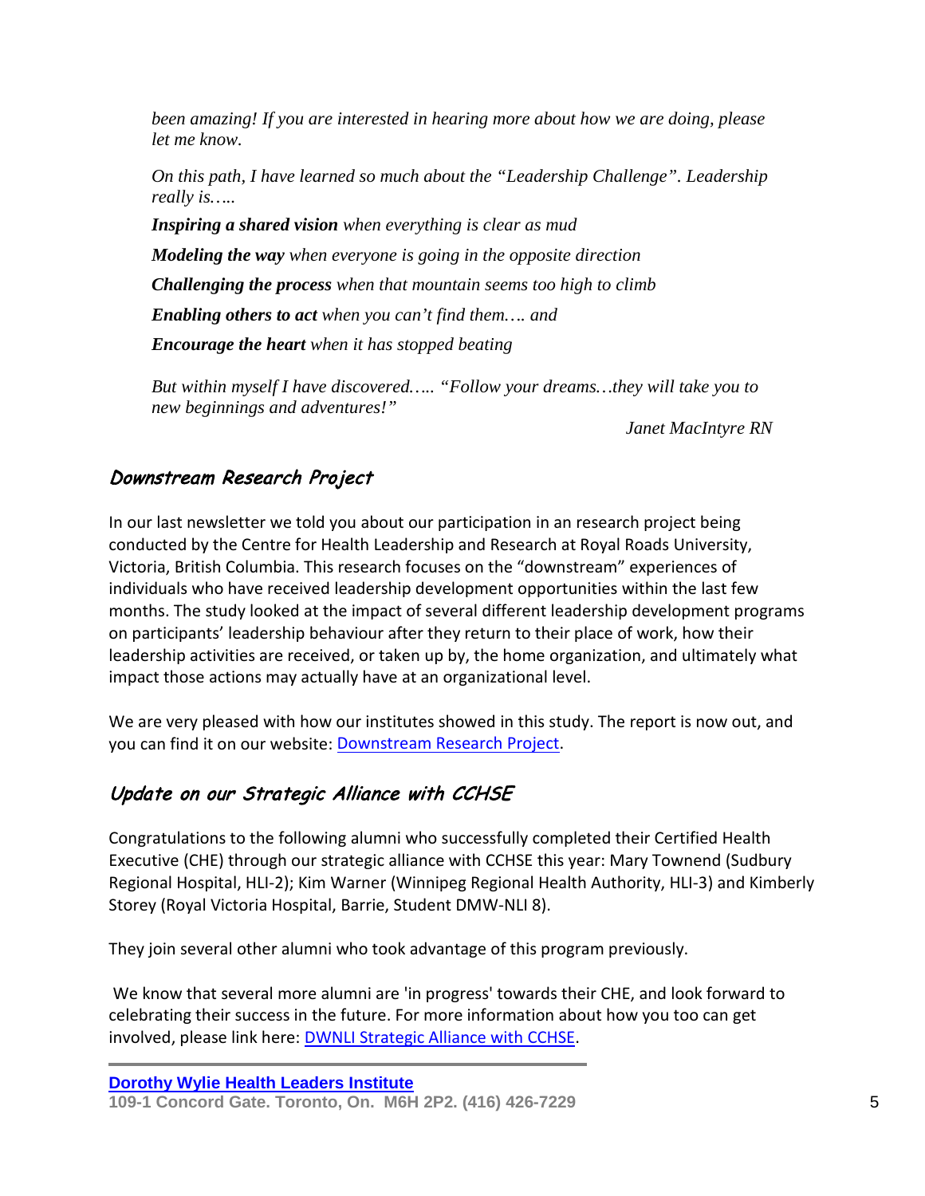*been amazing! If you are interested in hearing more about how we are doing, please let me know.*

*On this path, I have learned so much about the "Leadership Challenge". Leadership really is…..*

***Inspiring a shared vision** when everything is clear as mud*

***Modeling the way** when everyone is going in the opposite direction*

***Challenging the process** when that mountain seems too high to climb*

***Enabling others to act** when you can't find them…. and*

***Encourage the heart** when it has stopped beating*

*But within myself I have discovered….. "Follow your dreams…they will take you to new beginnings and adventures!"*

*Janet MacIntyre RN*

## *Downstream Research Project*

In our last newsletter we told you about our participation in an research project being conducted by the Centre for Health Leadership and Research at Royal Roads University, Victoria, British Columbia. This research focuses on the "downstream" experiences of individuals who have received leadership development opportunities within the last few months. The study looked at the impact of several different leadership development programs on participants' leadership behaviour after they return to their place of work, how their leadership activities are received, or taken up by, the home organization, and ultimately what impact those actions may actually have at an organizational level.

We are very pleased with how our institutes showed in this study. The report is now out, and you can find it on our website: Downstream Research Project.

## *Update on our Strategic Alliance with CCHSE*

Congratulations to the following alumni who successfully completed their Certified Health Executive (CHE) through our strategic alliance with CCHSE this year: Mary Townend (Sudbury Regional Hospital, HLI-2); Kim Warner (Winnipeg Regional Health Authority, HLI-3) and Kimberly Storey (Royal Victoria Hospital, Barrie, Student DMW-NLI 8).

They join several other alumni who took advantage of this program previously.

We know that several more alumni are 'in progress' towards their CHE, and look forward to celebrating their success in the future. For more information about how you too can get involved, please link here: DWNLI Strategic Alliance with CCHSE.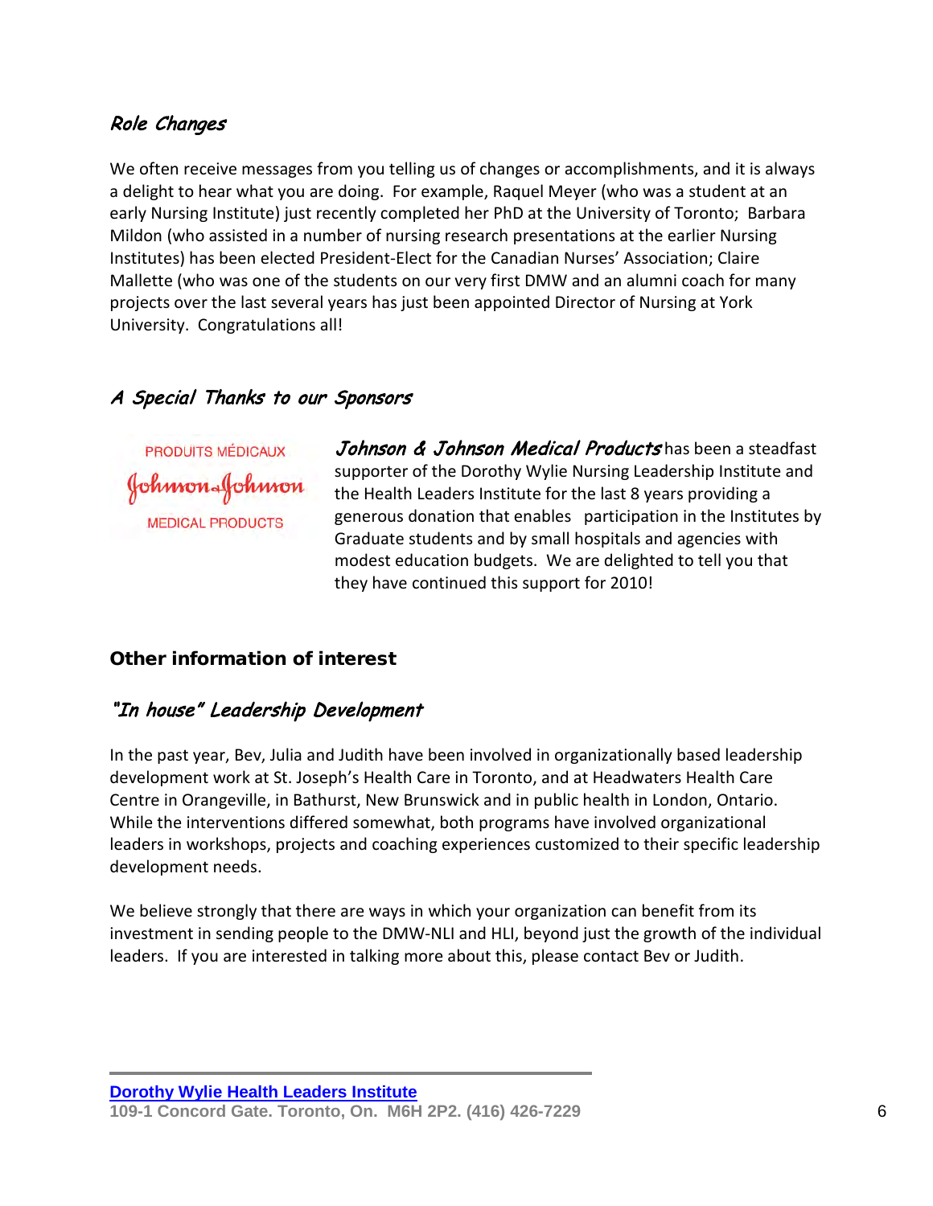## *Role Changes*

We often receive messages from you telling us of changes or accomplishments, and it is always a delight to hear what you are doing. For example, Raquel Meyer (who was a student at an early Nursing Institute) just recently completed her PhD at the University of Toronto; Barbara Mildon (who assisted in a number of nursing research presentations at the earlier Nursing Institutes) has been elected President-Elect for the Canadian Nurses' Association; Claire Mallette (who was one of the students on our very first DMW and an alumni coach for many projects over the last several years has just been appointed Director of Nursing at York University. Congratulations all!

## *A Special Thanks to our Sponsors*

PRODUITS MÉDICAUX
Johnson & Johnson
MEDICAL PRODUCTS

***Johnson & Johnson Medical Products*** has been a steadfast supporter of the Dorothy Wylie Nursing Leadership Institute and the Health Leaders Institute for the last 8 years providing a generous donation that enables participation in the Institutes by Graduate students and by small hospitals and agencies with modest education budgets. We are delighted to tell you that they have continued this support for 2010!

# **Other information of interest**

## *"In house" Leadership Development*

In the past year, Bev, Julia and Judith have been involved in organizationally based leadership development work at St. Joseph's Health Care in Toronto, and at Headwaters Health Care Centre in Orangeville, in Bathurst, New Brunswick and in public health in London, Ontario. While the interventions differed somewhat, both programs have involved organizational leaders in workshops, projects and coaching experiences customized to their specific leadership development needs.

We believe strongly that there are ways in which your organization can benefit from its investment in sending people to the DMW-NLI and HLI, beyond just the growth of the individual leaders. If you are interested in talking more about this, please contact Bev or Judith.

**Dorothy Wylie Health Leaders Institute**
**109-1 Concord Gate. Toronto, On. M6H 2P2. (416) 426-7229**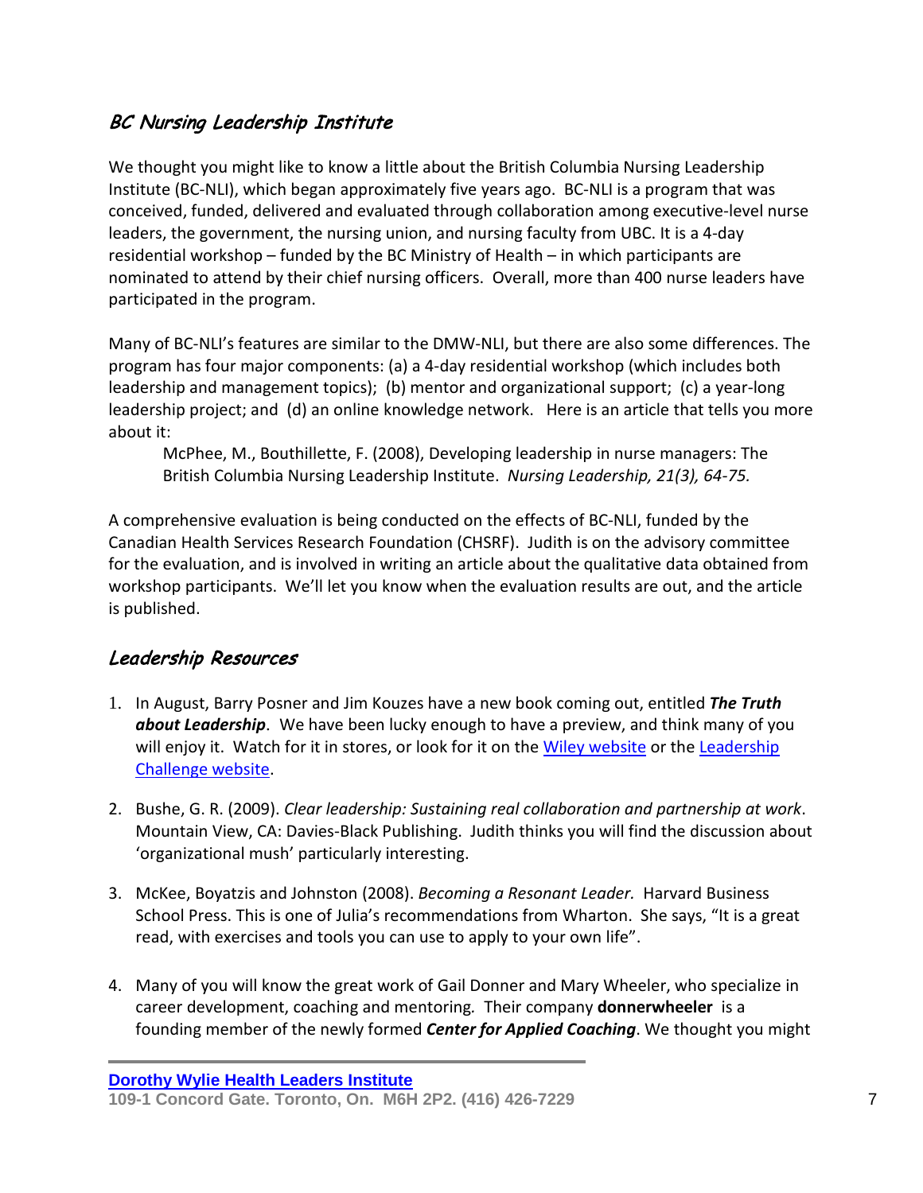## BC Nursing Leadership Institute

We thought you might like to know a little about the British Columbia Nursing Leadership Institute (BC-NLI), which began approximately five years ago. BC-NLI is a program that was conceived, funded, delivered and evaluated through collaboration among executive-level nurse leaders, the government, the nursing union, and nursing faculty from UBC. It is a 4-day residential workshop – funded by the BC Ministry of Health – in which participants are nominated to attend by their chief nursing officers. Overall, more than 400 nurse leaders have participated in the program.

Many of BC-NLI's features are similar to the DMW-NLI, but there are also some differences. The program has four major components: (a) a 4-day residential workshop (which includes both leadership and management topics); (b) mentor and organizational support; (c) a year-long leadership project; and (d) an online knowledge network. Here is an article that tells you more about it:

> McPhee, M., Bouthillette, F. (2008), Developing leadership in nurse managers: The British Columbia Nursing Leadership Institute. *Nursing Leadership, 21(3), 64-75.*

A comprehensive evaluation is being conducted on the effects of BC-NLI, funded by the Canadian Health Services Research Foundation (CHSRF). Judith is on the advisory committee for the evaluation, and is involved in writing an article about the qualitative data obtained from workshop participants. We'll let you know when the evaluation results are out, and the article is published.

## Leadership Resources

1. In August, Barry Posner and Jim Kouzes have a new book coming out, entitled ***The Truth about Leadership***. We have been lucky enough to have a preview, and think many of you will enjoy it. Watch for it in stores, or look for it on the Wiley website or the Leadership Challenge website.

2. Bushe, G. R. (2009). *Clear leadership: Sustaining real collaboration and partnership at work*. Mountain View, CA: Davies-Black Publishing. Judith thinks you will find the discussion about 'organizational mush' particularly interesting.

3. McKee, Boyatzis and Johnston (2008). *Becoming a Resonant Leader.* Harvard Business School Press. This is one of Julia's recommendations from Wharton. She says, "It is a great read, with exercises and tools you can use to apply to your own life".

4. Many of you will know the great work of Gail Donner and Mary Wheeler, who specialize in career development, coaching and mentoring. Their company **donnerwheeler** is a founding member of the newly formed ***Center for Applied Coaching***. We thought you might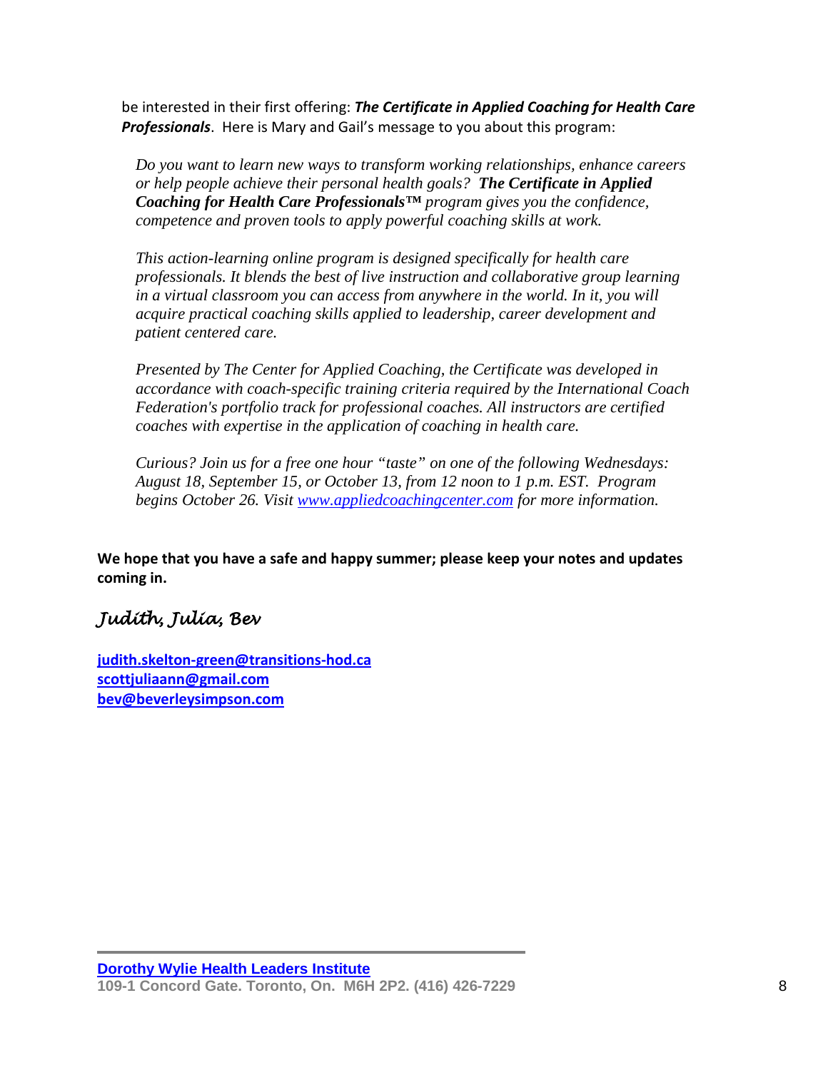be interested in their first offering: ***The Certificate in Applied Coaching for Health Care Professionals***. Here is Mary and Gail's message to you about this program:

> *Do you want to learn new ways to transform working relationships, enhance careers or help people achieve their personal health goals?* ***The Certificate in Applied Coaching for Health Care Professionals™*** *program gives you the confidence, competence and proven tools to apply powerful coaching skills at work.*
>
> *This action-learning online program is designed specifically for health care professionals. It blends the best of live instruction and collaborative group learning in a virtual classroom you can access from anywhere in the world. In it, you will acquire practical coaching skills applied to leadership, career development and patient centered care.*
>
> *Presented by The Center for Applied Coaching, the Certificate was developed in accordance with coach-specific training criteria required by the International Coach Federation's portfolio track for professional coaches. All instructors are certified coaches with expertise in the application of coaching in health care.*
>
> *Curious? Join us for a free one hour "taste" on one of the following Wednesdays: August 18, September 15, or October 13, from 12 noon to 1 p.m. EST. Program begins October 26. Visit [www.appliedcoachingcenter.com](http://www.appliedcoachingcenter.com) for more information.*

**We hope that you have a safe and happy summer; please keep your notes and updates coming in.**

*Judith, Julia, Bev*

**[judith.skelton-green@transitions-hod.ca](mailto:judith.skelton-green@transitions-hod.ca)**
**[scottjuliaann@gmail.com](mailto:scottjuliaann@gmail.com)**
**[bev@beverleysimpson.com](mailto:bev@beverleysimpson.com)**

**Dorothy Wylie Health Leaders Institute**
**109-1 Concord Gate. Toronto, On. M6H 2P2. (416) 426-7229**